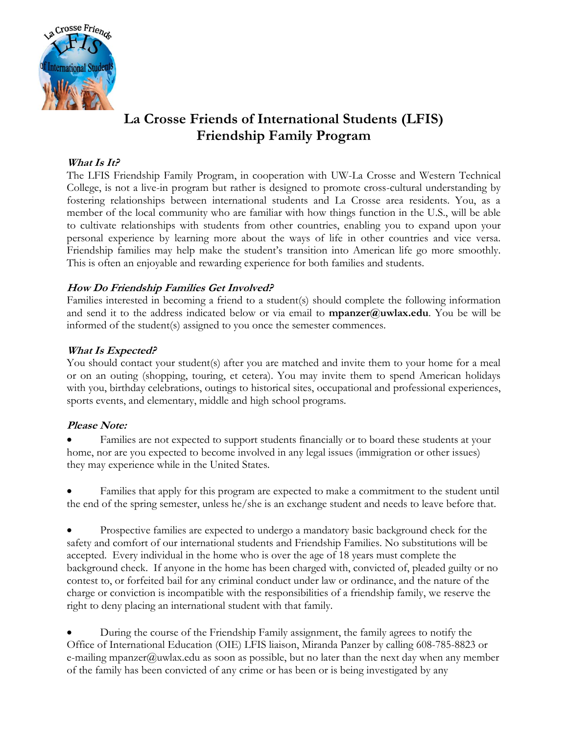# La Crosse Friends of International Students (LFIS)
# Friendship Family Program

***What Is It?***

The LFIS Friendship Family Program, in cooperation with UW-La Crosse and Western Technical College, is not a live-in program but rather is designed to promote cross-cultural understanding by fostering relationships between international students and La Crosse area residents. You, as a member of the local community who are familiar with how things function in the U.S., will be able to cultivate relationships with students from other countries, enabling you to expand upon your personal experience by learning more about the ways of life in other countries and vice versa. Friendship families may help make the student's transition into American life go more smoothly. This is often an enjoyable and rewarding experience for both families and students.

***How Do Friendship Families Get Involved?***

Families interested in becoming a friend to a student(s) should complete the following information and send it to the address indicated below or via email to **mpanzer@uwlax.edu**. You be will be informed of the student(s) assigned to you once the semester commences.

***What Is Expected?***

You should contact your student(s) after you are matched and invite them to your home for a meal or on an outing (shopping, touring, et cetera). You may invite them to spend American holidays with you, birthday celebrations, outings to historical sites, occupational and professional experiences, sports events, and elementary, middle and high school programs.

***Please Note:***

- Families are not expected to support students financially or to board these students at your home, nor are you expected to become involved in any legal issues (immigration or other issues) they may experience while in the United States.

- Families that apply for this program are expected to make a commitment to the student until the end of the spring semester, unless he/she is an exchange student and needs to leave before that.

- Prospective families are expected to undergo a mandatory basic background check for the safety and comfort of our international students and Friendship Families. No substitutions will be accepted. Every individual in the home who is over the age of 18 years must complete the background check. If anyone in the home has been charged with, convicted of, pleaded guilty or no contest to, or forfeited bail for any criminal conduct under law or ordinance, and the nature of the charge or conviction is incompatible with the responsibilities of a friendship family, we reserve the right to deny placing an international student with that family.

- During the course of the Friendship Family assignment, the family agrees to notify the Office of International Education (OIE) LFIS liaison, Miranda Panzer by calling 608-785-8823 or e-mailing mpanzer@uwlax.edu as soon as possible, but no later than the next day when any member of the family has been convicted of any crime or has been or is being investigated by any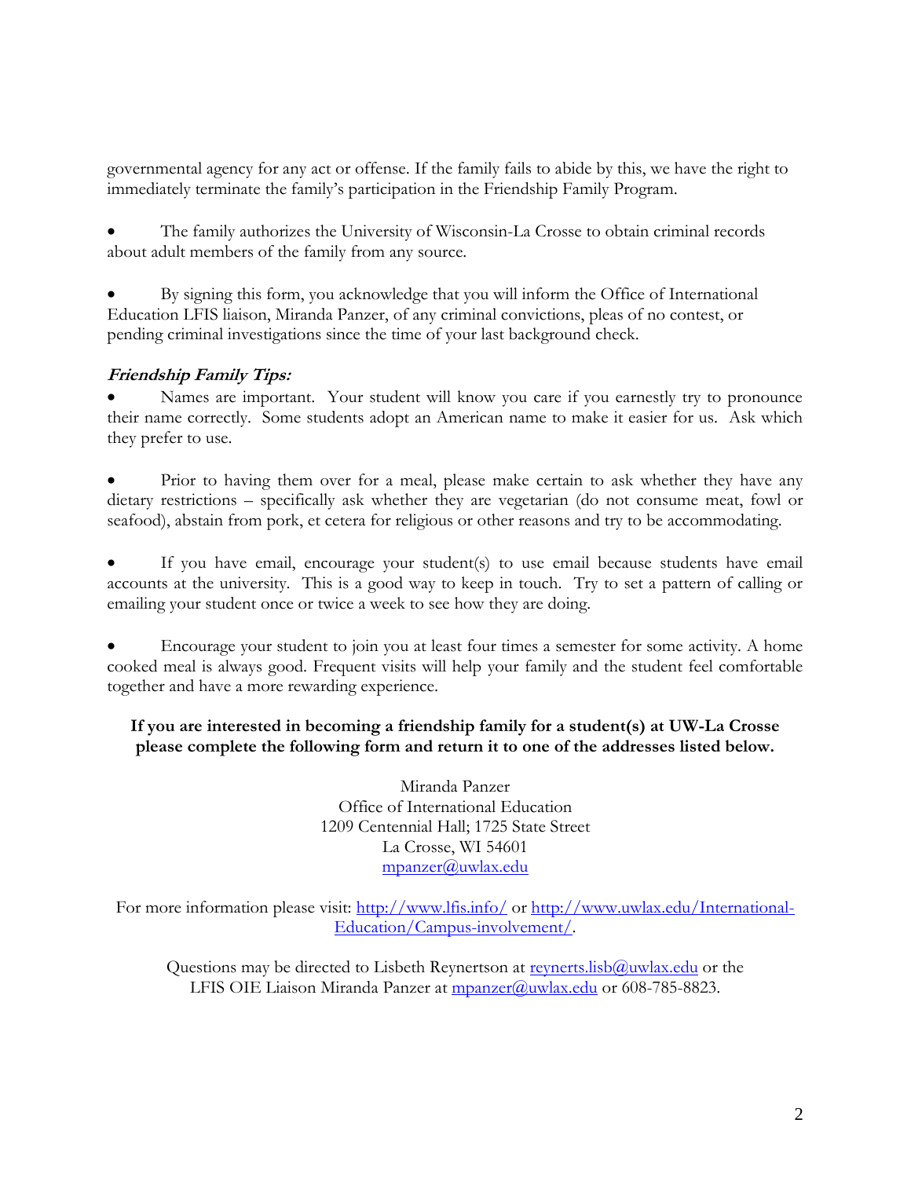governmental agency for any act or offense. If the family fails to abide by this, we have the right to immediately terminate the family's participation in the Friendship Family Program.

- The family authorizes the University of Wisconsin-La Crosse to obtain criminal records about adult members of the family from any source.

- By signing this form, you acknowledge that you will inform the Office of International Education LFIS liaison, Miranda Panzer, of any criminal convictions, pleas of no contest, or pending criminal investigations since the time of your last background check.

### ***Friendship Family Tips:***

- Names are important. Your student will know you care if you earnestly try to pronounce their name correctly. Some students adopt an American name to make it easier for us. Ask which they prefer to use.

- Prior to having them over for a meal, please make certain to ask whether they have any dietary restrictions – specifically ask whether they are vegetarian (do not consume meat, fowl or seafood), abstain from pork, et cetera for religious or other reasons and try to be accommodating.

- If you have email, encourage your student(s) to use email because students have email accounts at the university. This is a good way to keep in touch. Try to set a pattern of calling or emailing your student once or twice a week to see how they are doing.

- Encourage your student to join you at least four times a semester for some activity. A home cooked meal is always good. Frequent visits will help your family and the student feel comfortable together and have a more rewarding experience.

**If you are interested in becoming a friendship family for a student(s) at UW-La Crosse please complete the following form and return it to one of the addresses listed below.**

Miranda Panzer
Office of International Education
1209 Centennial Hall; 1725 State Street
La Crosse, WI 54601
mpanzer@uwlax.edu

For more information please visit: http://www.lfis.info/ or http://www.uwlax.edu/International-Education/Campus-involvement/.

Questions may be directed to Lisbeth Reynertson at reynerts.lisb@uwlax.edu or the LFIS OIE Liaison Miranda Panzer at mpanzer@uwlax.edu or 608-785-8823.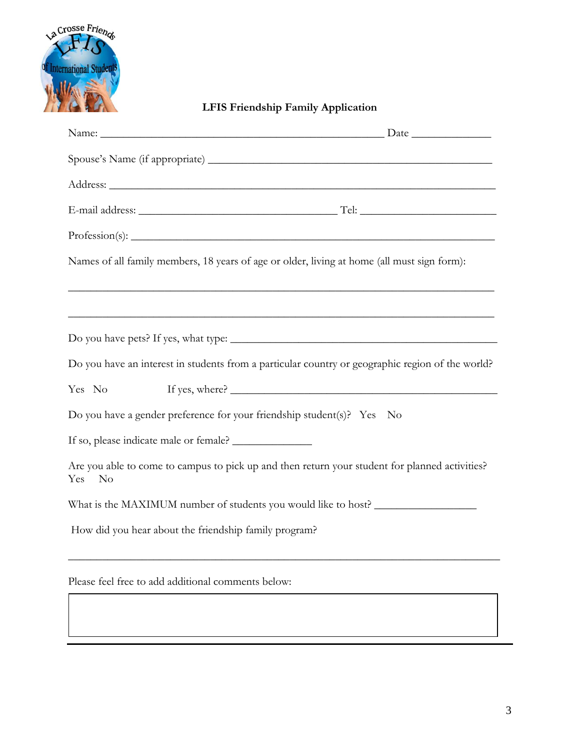## LFIS Friendship Family Application

Name: ____________________________________________________ Date ______________

Spouse's Name (if appropriate) ____________________________________________________

Address: ______________________________________________________________________

E-mail address: ____________________________________ Tel: ________________________

Profession(s): __________________________________________________________________

Names of all family members, 18 years of age or older, living at home (all must sign form):

_____________________________________________________________________________

_____________________________________________________________________________

Do you have pets? If yes, what type: ______________________________________________

Do you have an interest in students from a particular country or geographic region of the world?

Yes No If yes, where? ______________________________________________

Do you have a gender preference for your friendship student(s)? Yes No

If so, please indicate male or female? ______________

Are you able to come to campus to pick up and then return your student for planned activities? Yes No

What is the MAXIMUM number of students you would like to host? __________________

How did you hear about the friendship family program?

_____________________________________________________________________________

Please feel free to add additional comments below: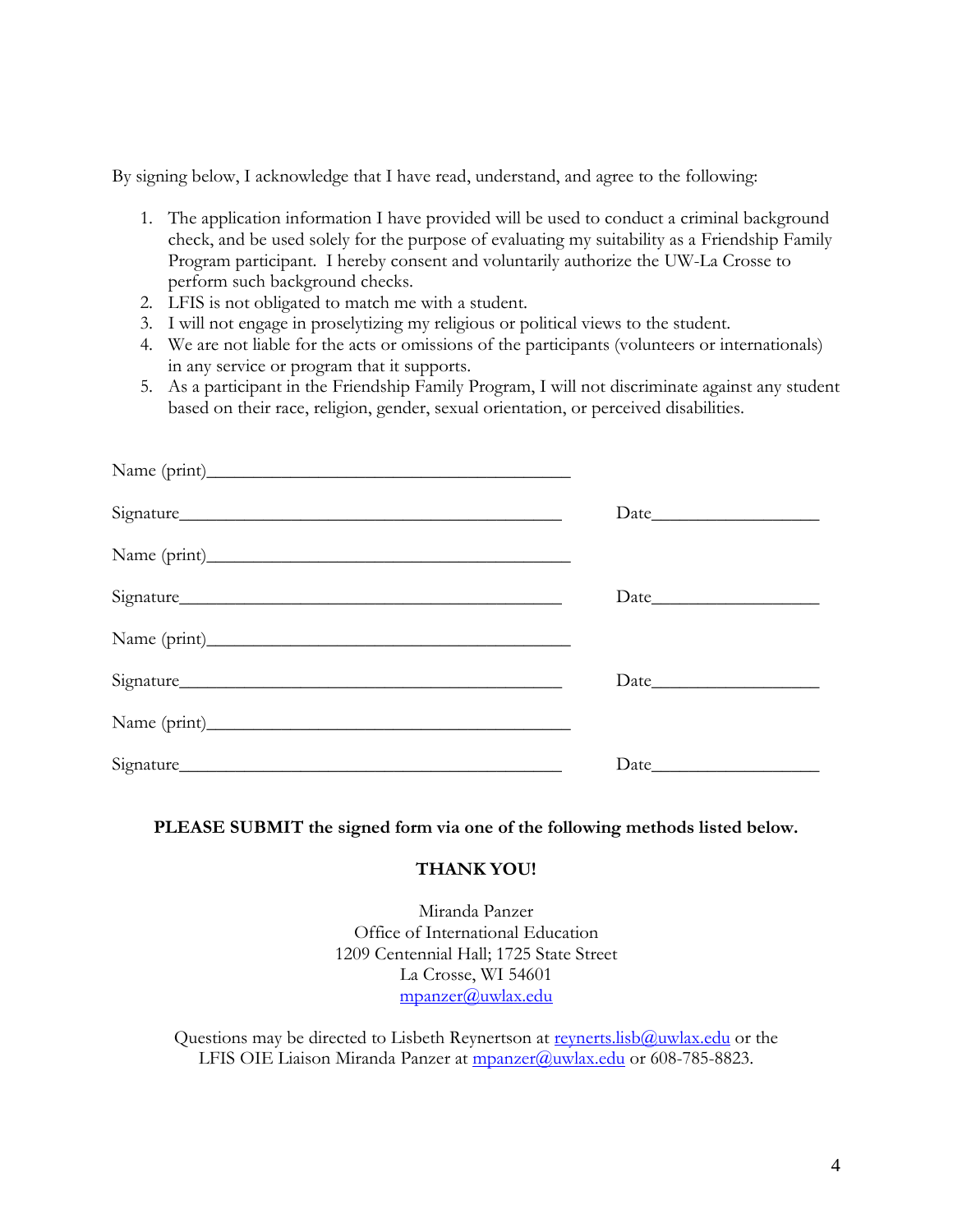By signing below, I acknowledge that I have read, understand, and agree to the following:

1. The application information I have provided will be used to conduct a criminal background check, and be used solely for the purpose of evaluating my suitability as a Friendship Family Program participant. I hereby consent and voluntarily authorize the UW-La Crosse to perform such background checks.
2. LFIS is not obligated to match me with a student.
3. I will not engage in proselytizing my religious or political views to the student.
4. We are not liable for the acts or omissions of the participants (volunteers or internationals) in any service or program that it supports.
5. As a participant in the Friendship Family Program, I will not discriminate against any student based on their race, religion, gender, sexual orientation, or perceived disabilities.

Name (print)________________________________________

Signature___________________________________________ Date__________________

Name (print)________________________________________

Signature___________________________________________ Date__________________

Name (print)________________________________________

Signature___________________________________________ Date__________________

Name (print)________________________________________

Signature___________________________________________ Date__________________

**PLEASE SUBMIT the signed form via one of the following methods listed below.**

**THANK YOU!**

Miranda Panzer
Office of International Education
1209 Centennial Hall; 1725 State Street
La Crosse, WI 54601
mpanzer@uwlax.edu

Questions may be directed to Lisbeth Reynertson at reynerts.lisb@uwlax.edu or the LFIS OIE Liaison Miranda Panzer at mpanzer@uwlax.edu or 608-785-8823.